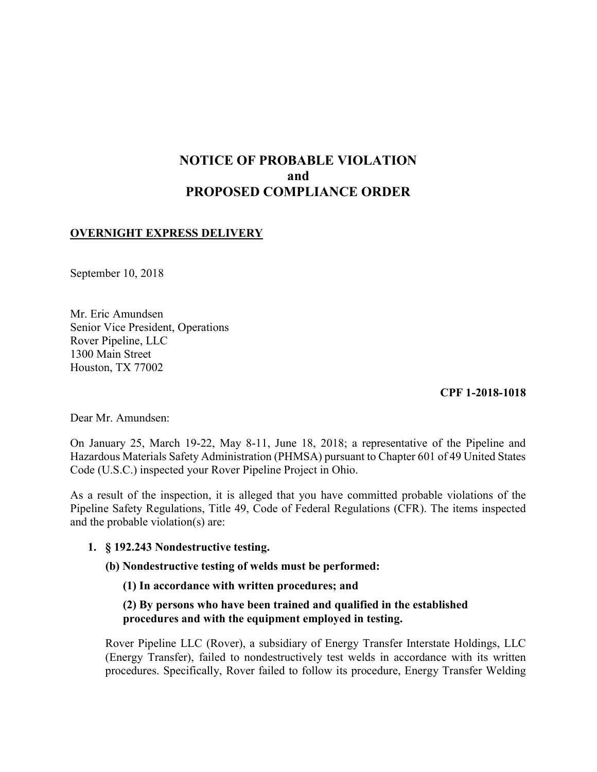# NOTICE OF PROBABLE VIOLATION
# and
# PROPOSED COMPLIANCE ORDER

**OVERNIGHT EXPRESS DELIVERY**

September 10, 2018

Mr. Eric Amundsen
Senior Vice President, Operations
Rover Pipeline, LLC
1300 Main Street
Houston, TX 77002

**CPF 1-2018-1018**

Dear Mr. Amundsen:

On January 25, March 19-22, May 8-11, June 18, 2018; a representative of the Pipeline and Hazardous Materials Safety Administration (PHMSA) pursuant to Chapter 601 of 49 United States Code (U.S.C.) inspected your Rover Pipeline Project in Ohio.

As a result of the inspection, it is alleged that you have committed probable violations of the Pipeline Safety Regulations, Title 49, Code of Federal Regulations (CFR). The items inspected and the probable violation(s) are:

1. **§ 192.243 Nondestructive testing.**

   **(b) Nondestructive testing of welds must be performed:**

   **(1) In accordance with written procedures; and**

   **(2) By persons who have been trained and qualified in the established procedures and with the equipment employed in testing.**

   Rover Pipeline LLC (Rover), a subsidiary of Energy Transfer Interstate Holdings, LLC (Energy Transfer), failed to nondestructively test welds in accordance with its written procedures. Specifically, Rover failed to follow its procedure, Energy Transfer Welding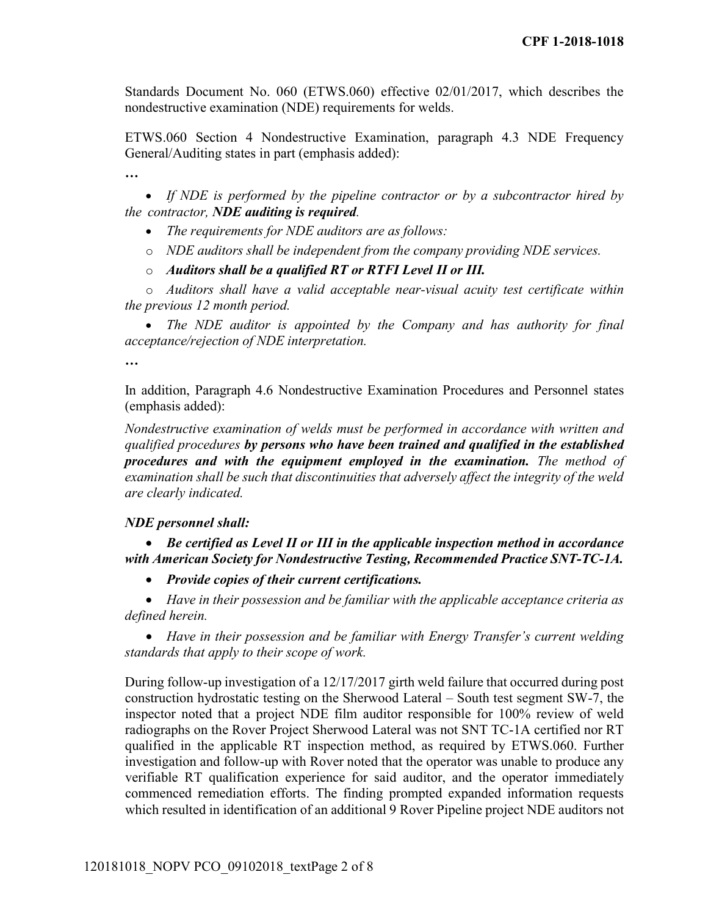Standards Document No. 060 (ETWS.060) effective 02/01/2017, which describes the nondestructive examination (NDE) requirements for welds.

ETWS.060 Section 4 Nondestructive Examination, paragraph 4.3 NDE Frequency General/Auditing states in part (emphasis added):

**…**

- *If NDE is performed by the pipeline contractor or by a subcontractor hired by the contractor,* ***NDE auditing is required****.*
- *The requirements for NDE auditors are as follows:*
  - *NDE auditors shall be independent from the company providing NDE services.*
  - ***Auditors shall be a qualified RT or RTFI Level II or III.***
  - *Auditors shall have a valid acceptable near-visual acuity test certificate within the previous 12 month period.*
- *The NDE auditor is appointed by the Company and has authority for final acceptance/rejection of NDE interpretation.*

**…**

In addition, Paragraph 4.6 Nondestructive Examination Procedures and Personnel states (emphasis added):

*Nondestructive examination of welds must be performed in accordance with written and qualified procedures* ***by persons who have been trained and qualified in the established procedures and with the equipment employed in the examination.*** *The method of examination shall be such that discontinuities that adversely affect the integrity of the weld are clearly indicated.*

***NDE personnel shall:***

- ***Be certified as Level II or III in the applicable inspection method in accordance with American Society for Nondestructive Testing, Recommended Practice SNT-TC-1A.***
- ***Provide copies of their current certifications.***
- *Have in their possession and be familiar with the applicable acceptance criteria as defined herein.*
- *Have in their possession and be familiar with Energy Transfer's current welding standards that apply to their scope of work.*

During follow-up investigation of a 12/17/2017 girth weld failure that occurred during post construction hydrostatic testing on the Sherwood Lateral – South test segment SW-7, the inspector noted that a project NDE film auditor responsible for 100% review of weld radiographs on the Rover Project Sherwood Lateral was not SNT TC-1A certified nor RT qualified in the applicable RT inspection method, as required by ETWS.060. Further investigation and follow-up with Rover noted that the operator was unable to produce any verifiable RT qualification experience for said auditor, and the operator immediately commenced remediation efforts. The finding prompted expanded information requests which resulted in identification of an additional 9 Rover Pipeline project NDE auditors not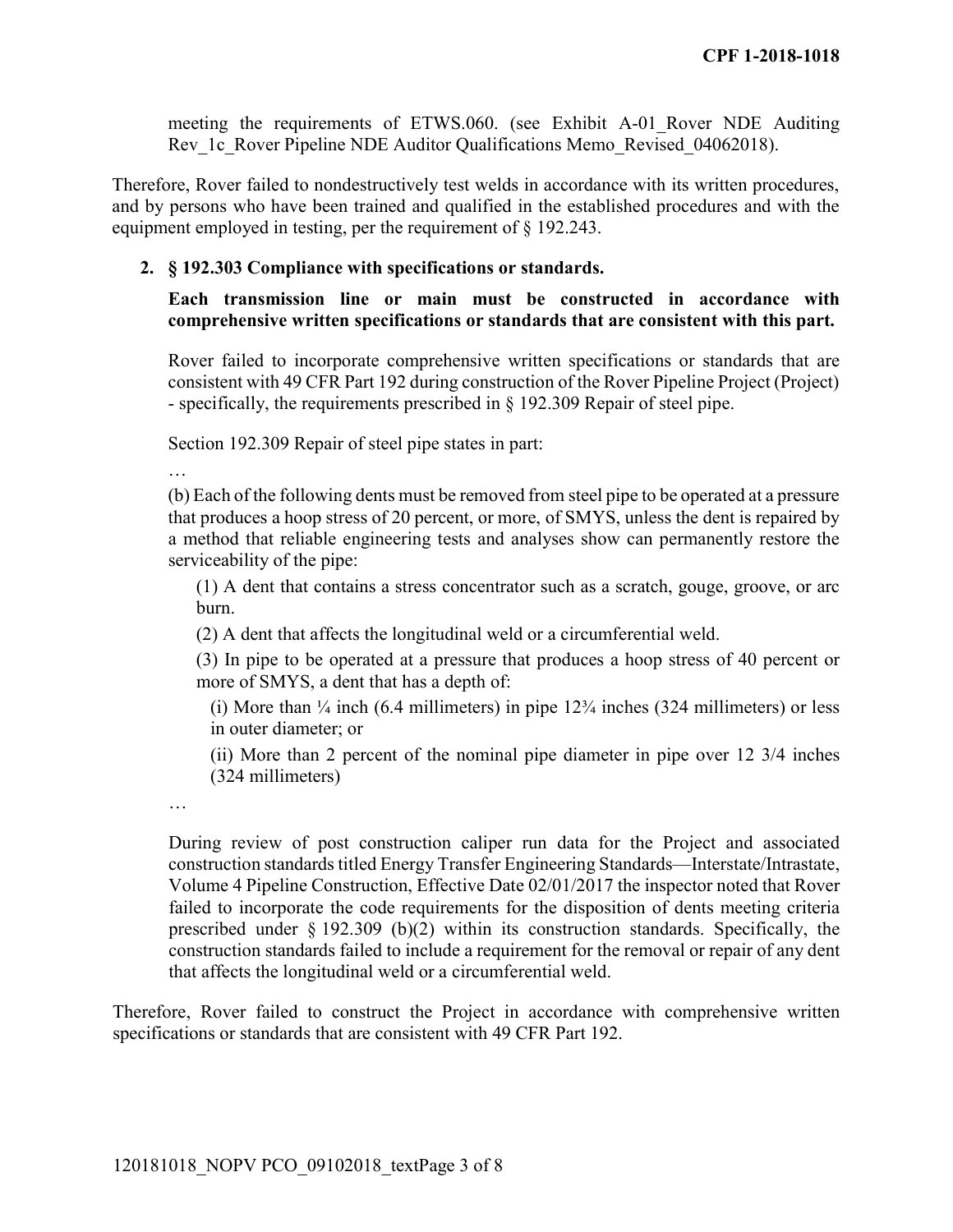meeting the requirements of ETWS.060. (see Exhibit A-01_Rover NDE Auditing Rev_1c_Rover Pipeline NDE Auditor Qualifications Memo_Revised_04062018).

Therefore, Rover failed to nondestructively test welds in accordance with its written procedures, and by persons who have been trained and qualified in the established procedures and with the equipment employed in testing, per the requirement of § 192.243.

2. **§ 192.303 Compliance with specifications or standards.**

   **Each transmission line or main must be constructed in accordance with comprehensive written specifications or standards that are consistent with this part.**

   Rover failed to incorporate comprehensive written specifications or standards that are consistent with 49 CFR Part 192 during construction of the Rover Pipeline Project (Project) - specifically, the requirements prescribed in § 192.309 Repair of steel pipe.

   Section 192.309 Repair of steel pipe states in part:

   …

   (b) Each of the following dents must be removed from steel pipe to be operated at a pressure that produces a hoop stress of 20 percent, or more, of SMYS, unless the dent is repaired by a method that reliable engineering tests and analyses show can permanently restore the serviceability of the pipe:

   (1) A dent that contains a stress concentrator such as a scratch, gouge, groove, or arc burn.

   (2) A dent that affects the longitudinal weld or a circumferential weld.

   (3) In pipe to be operated at a pressure that produces a hoop stress of 40 percent or more of SMYS, a dent that has a depth of:

   (i) More than ¼ inch (6.4 millimeters) in pipe 12¾ inches (324 millimeters) or less in outer diameter; or

   (ii) More than 2 percent of the nominal pipe diameter in pipe over 12 3/4 inches (324 millimeters)

   …

   During review of post construction caliper run data for the Project and associated construction standards titled Energy Transfer Engineering Standards—Interstate/Intrastate, Volume 4 Pipeline Construction, Effective Date 02/01/2017 the inspector noted that Rover failed to incorporate the code requirements for the disposition of dents meeting criteria prescribed under § 192.309 (b)(2) within its construction standards. Specifically, the construction standards failed to include a requirement for the removal or repair of any dent that affects the longitudinal weld or a circumferential weld.

Therefore, Rover failed to construct the Project in accordance with comprehensive written specifications or standards that are consistent with 49 CFR Part 192.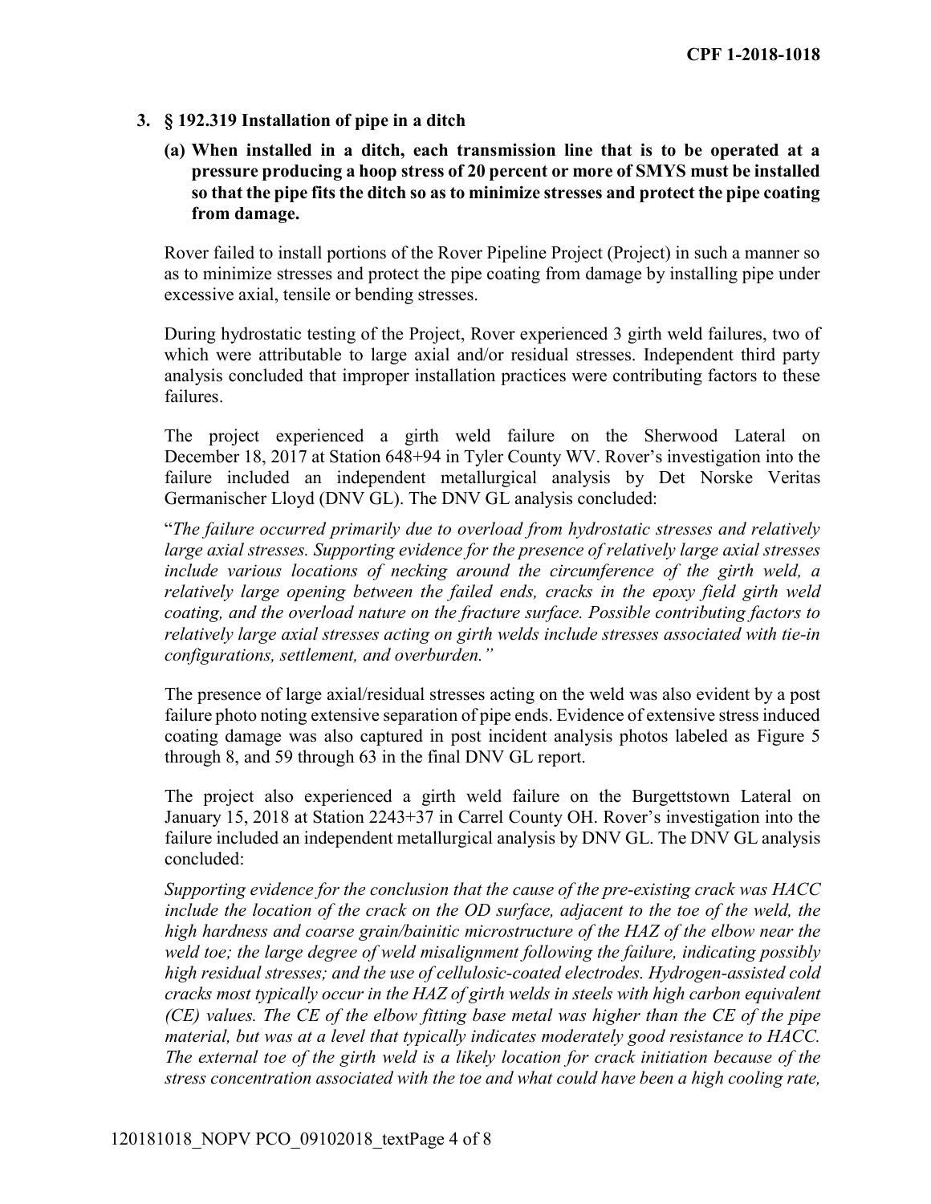### 3. § 192.319 Installation of pipe in a ditch

**(a) When installed in a ditch, each transmission line that is to be operated at a pressure producing a hoop stress of 20 percent or more of SMYS must be installed so that the pipe fits the ditch so as to minimize stresses and protect the pipe coating from damage.**

Rover failed to install portions of the Rover Pipeline Project (Project) in such a manner so as to minimize stresses and protect the pipe coating from damage by installing pipe under excessive axial, tensile or bending stresses.

During hydrostatic testing of the Project, Rover experienced 3 girth weld failures, two of which were attributable to large axial and/or residual stresses. Independent third party analysis concluded that improper installation practices were contributing factors to these failures.

The project experienced a girth weld failure on the Sherwood Lateral on December 18, 2017 at Station 648+94 in Tyler County WV. Rover's investigation into the failure included an independent metallurgical analysis by Det Norske Veritas Germanischer Lloyd (DNV GL). The DNV GL analysis concluded:

"*The failure occurred primarily due to overload from hydrostatic stresses and relatively large axial stresses. Supporting evidence for the presence of relatively large axial stresses include various locations of necking around the circumference of the girth weld, a relatively large opening between the failed ends, cracks in the epoxy field girth weld coating, and the overload nature on the fracture surface. Possible contributing factors to relatively large axial stresses acting on girth welds include stresses associated with tie-in configurations, settlement, and overburden.*"

The presence of large axial/residual stresses acting on the weld was also evident by a post failure photo noting extensive separation of pipe ends. Evidence of extensive stress induced coating damage was also captured in post incident analysis photos labeled as Figure 5 through 8, and 59 through 63 in the final DNV GL report.

The project also experienced a girth weld failure on the Burgettstown Lateral on January 15, 2018 at Station 2243+37 in Carrel County OH. Rover's investigation into the failure included an independent metallurgical analysis by DNV GL. The DNV GL analysis concluded:

*Supporting evidence for the conclusion that the cause of the pre-existing crack was HACC include the location of the crack on the OD surface, adjacent to the toe of the weld, the high hardness and coarse grain/bainitic microstructure of the HAZ of the elbow near the weld toe; the large degree of weld misalignment following the failure, indicating possibly high residual stresses; and the use of cellulosic-coated electrodes. Hydrogen-assisted cold cracks most typically occur in the HAZ of girth welds in steels with high carbon equivalent (CE) values. The CE of the elbow fitting base metal was higher than the CE of the pipe material, but was at a level that typically indicates moderately good resistance to HACC. The external toe of the girth weld is a likely location for crack initiation because of the stress concentration associated with the toe and what could have been a high cooling rate,*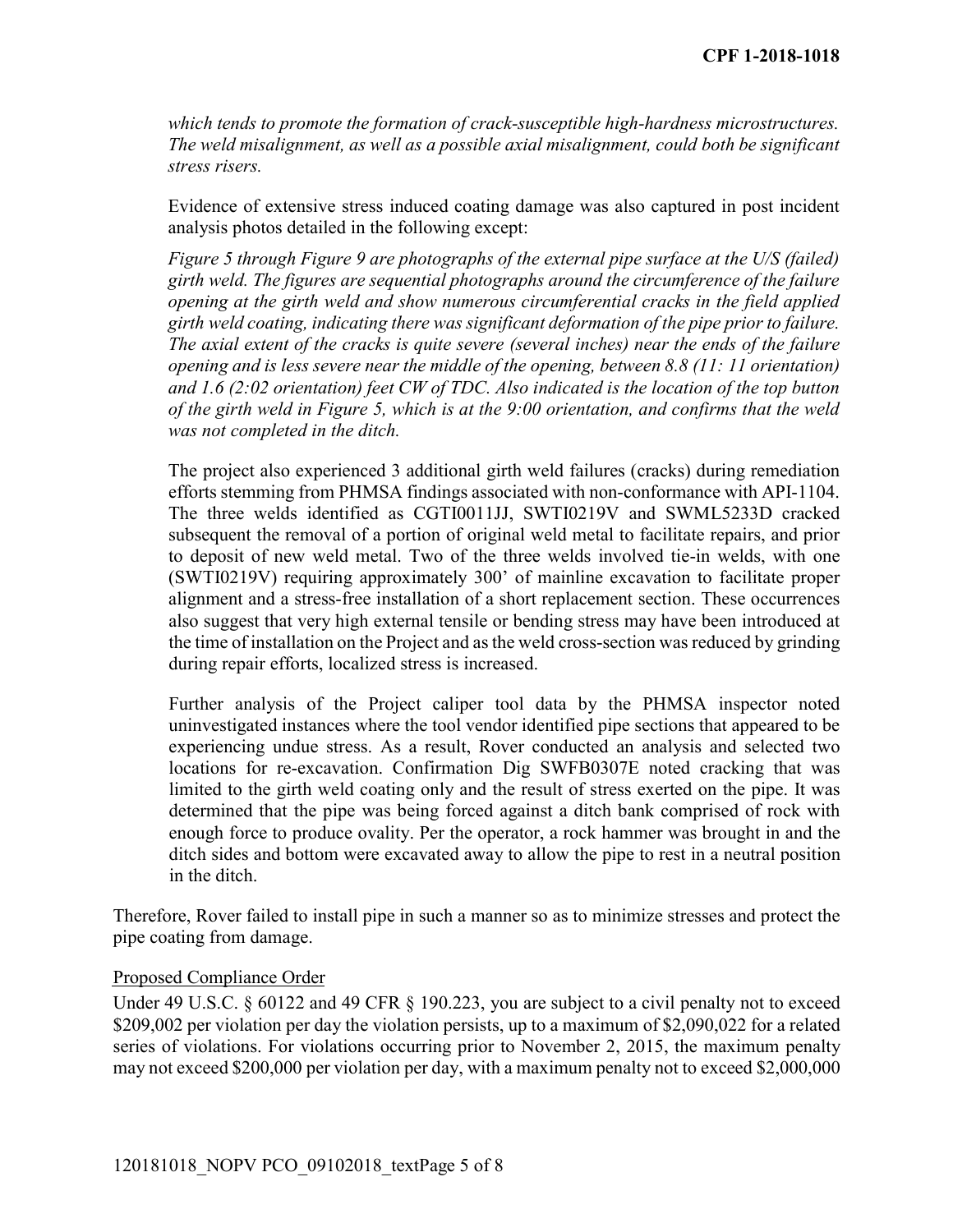*which tends to promote the formation of crack-susceptible high-hardness microstructures. The weld misalignment, as well as a possible axial misalignment, could both be significant stress risers.*

Evidence of extensive stress induced coating damage was also captured in post incident analysis photos detailed in the following except:

*Figure 5 through Figure 9 are photographs of the external pipe surface at the U/S (failed) girth weld. The figures are sequential photographs around the circumference of the failure opening at the girth weld and show numerous circumferential cracks in the field applied girth weld coating, indicating there was significant deformation of the pipe prior to failure. The axial extent of the cracks is quite severe (several inches) near the ends of the failure opening and is less severe near the middle of the opening, between 8.8 (11: 11 orientation) and 1.6 (2:02 orientation) feet CW of TDC. Also indicated is the location of the top button of the girth weld in Figure 5, which is at the 9:00 orientation, and confirms that the weld was not completed in the ditch.*

The project also experienced 3 additional girth weld failures (cracks) during remediation efforts stemming from PHMSA findings associated with non-conformance with API-1104. The three welds identified as CGTI0011JJ, SWTI0219V and SWML5233D cracked subsequent the removal of a portion of original weld metal to facilitate repairs, and prior to deposit of new weld metal. Two of the three welds involved tie-in welds, with one (SWTI0219V) requiring approximately 300' of mainline excavation to facilitate proper alignment and a stress-free installation of a short replacement section. These occurrences also suggest that very high external tensile or bending stress may have been introduced at the time of installation on the Project and as the weld cross-section was reduced by grinding during repair efforts, localized stress is increased.

Further analysis of the Project caliper tool data by the PHMSA inspector noted uninvestigated instances where the tool vendor identified pipe sections that appeared to be experiencing undue stress. As a result, Rover conducted an analysis and selected two locations for re-excavation. Confirmation Dig SWFB0307E noted cracking that was limited to the girth weld coating only and the result of stress exerted on the pipe. It was determined that the pipe was being forced against a ditch bank comprised of rock with enough force to produce ovality. Per the operator, a rock hammer was brought in and the ditch sides and bottom were excavated away to allow the pipe to rest in a neutral position in the ditch.

Therefore, Rover failed to install pipe in such a manner so as to minimize stresses and protect the pipe coating from damage.

Proposed Compliance Order

Under 49 U.S.C. § 60122 and 49 CFR § 190.223, you are subject to a civil penalty not to exceed $209,002 per violation per day the violation persists, up to a maximum of $2,090,022 for a related series of violations. For violations occurring prior to November 2, 2015, the maximum penalty may not exceed $200,000 per violation per day, with a maximum penalty not to exceed $2,000,000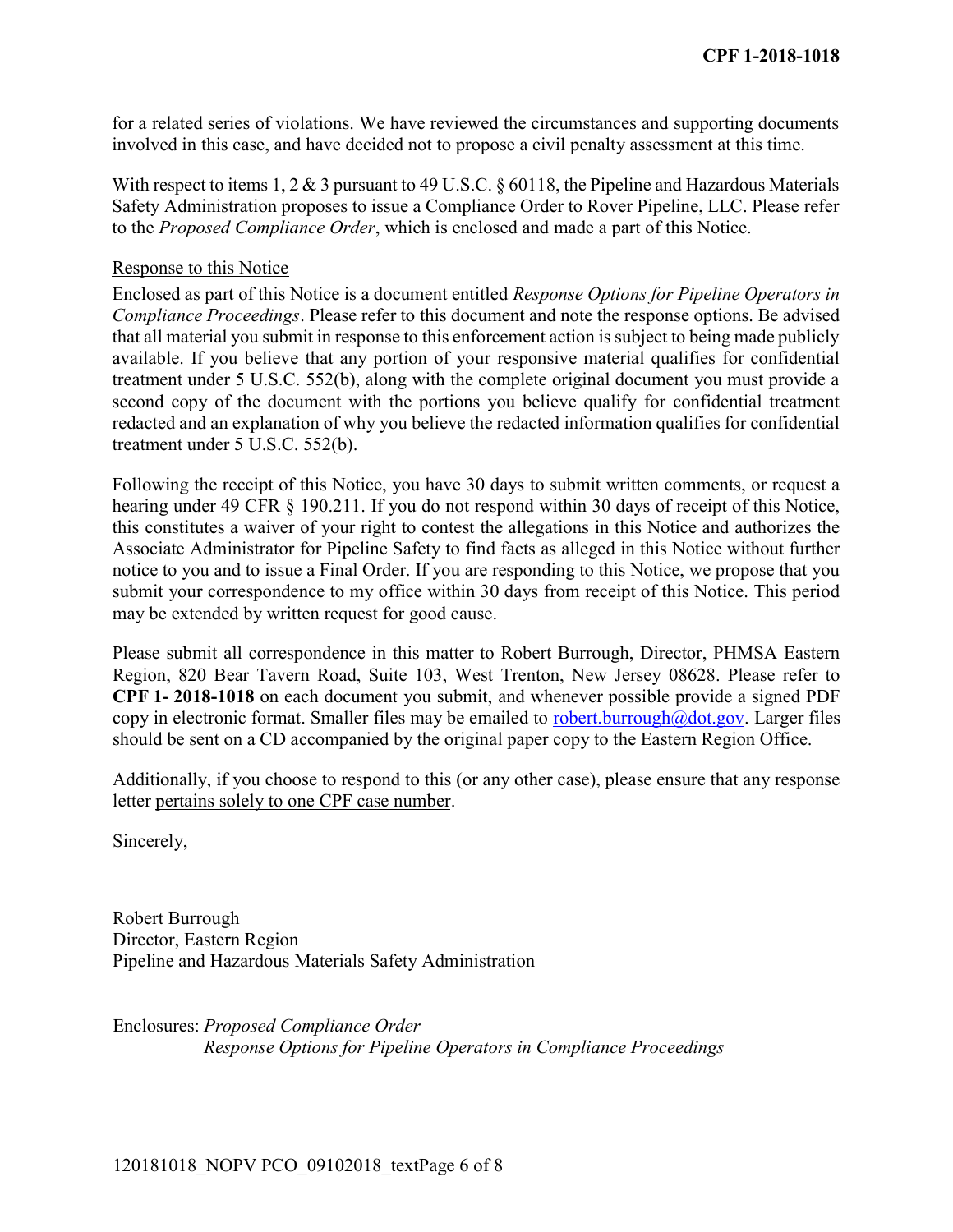for a related series of violations. We have reviewed the circumstances and supporting documents involved in this case, and have decided not to propose a civil penalty assessment at this time.

With respect to items 1, 2 & 3 pursuant to 49 U.S.C. § 60118, the Pipeline and Hazardous Materials Safety Administration proposes to issue a Compliance Order to Rover Pipeline, LLC. Please refer to the *Proposed Compliance Order*, which is enclosed and made a part of this Notice.

Response to this Notice

Enclosed as part of this Notice is a document entitled *Response Options for Pipeline Operators in Compliance Proceedings*. Please refer to this document and note the response options. Be advised that all material you submit in response to this enforcement action is subject to being made publicly available. If you believe that any portion of your responsive material qualifies for confidential treatment under 5 U.S.C. 552(b), along with the complete original document you must provide a second copy of the document with the portions you believe qualify for confidential treatment redacted and an explanation of why you believe the redacted information qualifies for confidential treatment under 5 U.S.C. 552(b).

Following the receipt of this Notice, you have 30 days to submit written comments, or request a hearing under 49 CFR § 190.211. If you do not respond within 30 days of receipt of this Notice, this constitutes a waiver of your right to contest the allegations in this Notice and authorizes the Associate Administrator for Pipeline Safety to find facts as alleged in this Notice without further notice to you and to issue a Final Order. If you are responding to this Notice, we propose that you submit your correspondence to my office within 30 days from receipt of this Notice. This period may be extended by written request for good cause.

Please submit all correspondence in this matter to Robert Burrough, Director, PHMSA Eastern Region, 820 Bear Tavern Road, Suite 103, West Trenton, New Jersey 08628. Please refer to **CPF 1- 2018-1018** on each document you submit, and whenever possible provide a signed PDF copy in electronic format. Smaller files may be emailed to robert.burrough@dot.gov. Larger files should be sent on a CD accompanied by the original paper copy to the Eastern Region Office.

Additionally, if you choose to respond to this (or any other case), please ensure that any response letter pertains solely to one CPF case number.

Sincerely,

Robert Burrough
Director, Eastern Region
Pipeline and Hazardous Materials Safety Administration

Enclosures: *Proposed Compliance Order*
*Response Options for Pipeline Operators in Compliance Proceedings*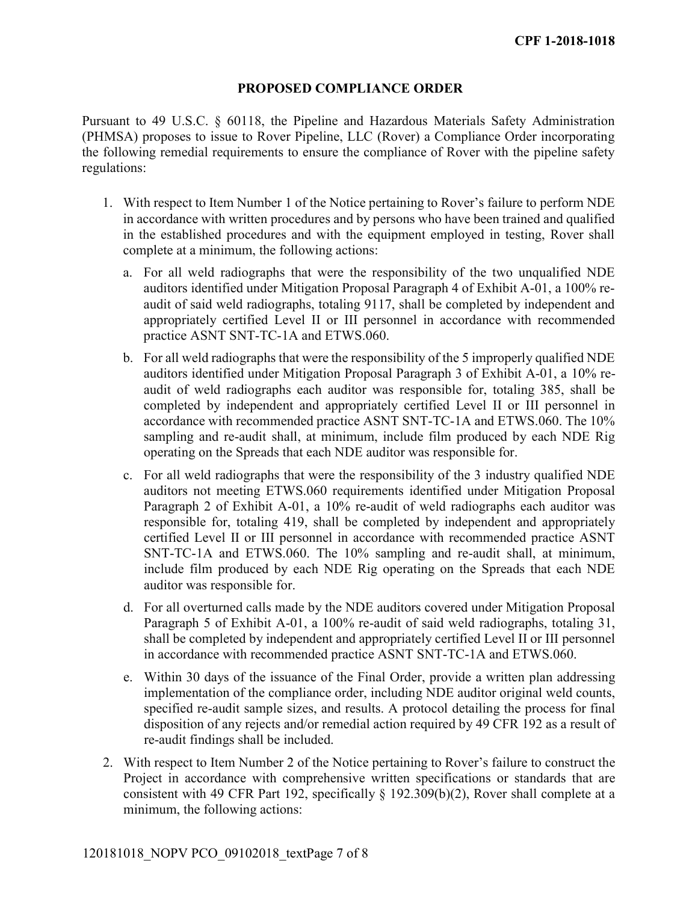## PROPOSED COMPLIANCE ORDER

Pursuant to 49 U.S.C. § 60118, the Pipeline and Hazardous Materials Safety Administration (PHMSA) proposes to issue to Rover Pipeline, LLC (Rover) a Compliance Order incorporating the following remedial requirements to ensure the compliance of Rover with the pipeline safety regulations:

1. With respect to Item Number 1 of the Notice pertaining to Rover's failure to perform NDE in accordance with written procedures and by persons who have been trained and qualified in the established procedures and with the equipment employed in testing, Rover shall complete at a minimum, the following actions:
   a. For all weld radiographs that were the responsibility of the two unqualified NDE auditors identified under Mitigation Proposal Paragraph 4 of Exhibit A-01, a 100% re-audit of said weld radiographs, totaling 9117, shall be completed by independent and appropriately certified Level II or III personnel in accordance with recommended practice ASNT SNT-TC-1A and ETWS.060.
   b. For all weld radiographs that were the responsibility of the 5 improperly qualified NDE auditors identified under Mitigation Proposal Paragraph 3 of Exhibit A-01, a 10% re-audit of weld radiographs each auditor was responsible for, totaling 385, shall be completed by independent and appropriately certified Level II or III personnel in accordance with recommended practice ASNT SNT-TC-1A and ETWS.060. The 10% sampling and re-audit shall, at minimum, include film produced by each NDE Rig operating on the Spreads that each NDE auditor was responsible for.
   c. For all weld radiographs that were the responsibility of the 3 industry qualified NDE auditors not meeting ETWS.060 requirements identified under Mitigation Proposal Paragraph 2 of Exhibit A-01, a 10% re-audit of weld radiographs each auditor was responsible for, totaling 419, shall be completed by independent and appropriately certified Level II or III personnel in accordance with recommended practice ASNT SNT-TC-1A and ETWS.060. The 10% sampling and re-audit shall, at minimum, include film produced by each NDE Rig operating on the Spreads that each NDE auditor was responsible for.
   d. For all overturned calls made by the NDE auditors covered under Mitigation Proposal Paragraph 5 of Exhibit A-01, a 100% re-audit of said weld radiographs, totaling 31, shall be completed by independent and appropriately certified Level II or III personnel in accordance with recommended practice ASNT SNT-TC-1A and ETWS.060.
   e. Within 30 days of the issuance of the Final Order, provide a written plan addressing implementation of the compliance order, including NDE auditor original weld counts, specified re-audit sample sizes, and results. A protocol detailing the process for final disposition of any rejects and/or remedial action required by 49 CFR 192 as a result of re-audit findings shall be included.
2. With respect to Item Number 2 of the Notice pertaining to Rover's failure to construct the Project in accordance with comprehensive written specifications or standards that are consistent with 49 CFR Part 192, specifically § 192.309(b)(2), Rover shall complete at a minimum, the following actions: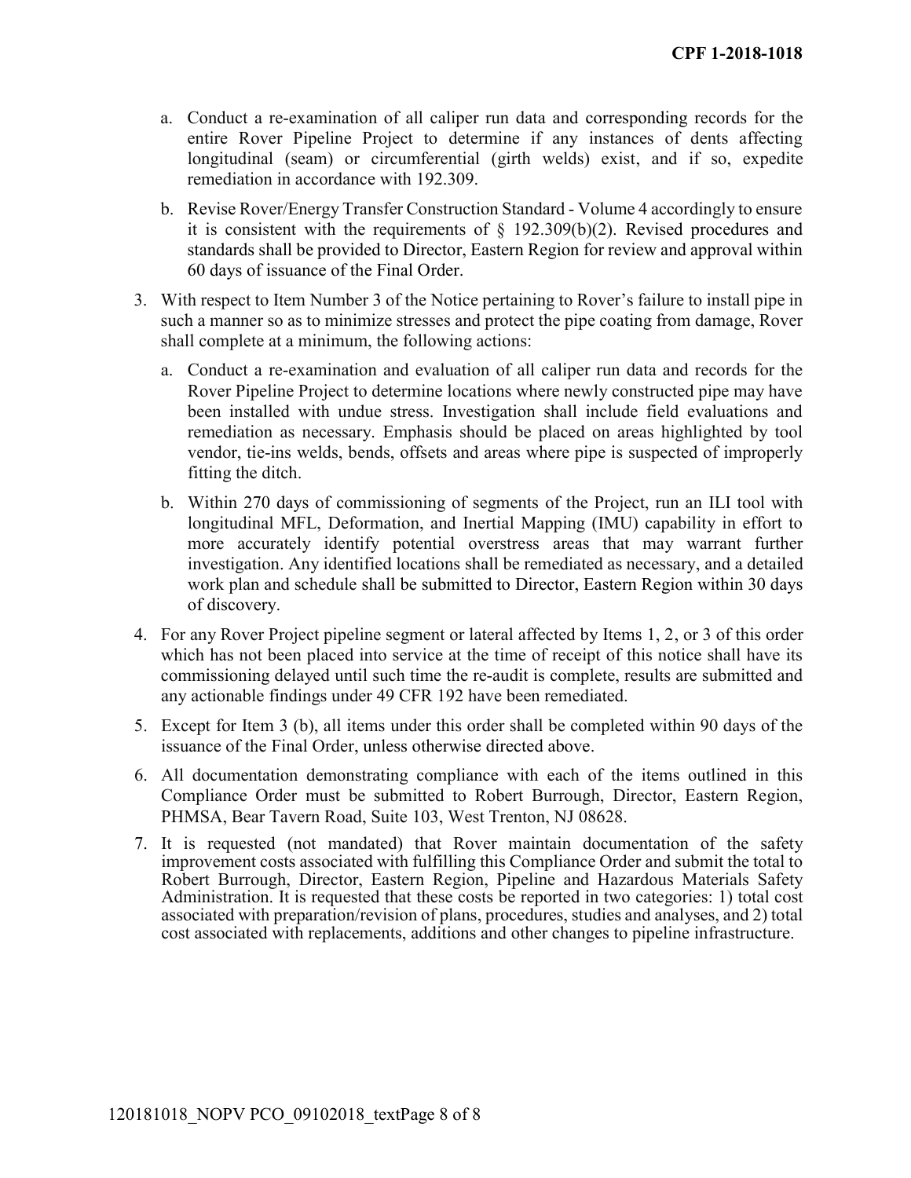a. Conduct a re-examination of all caliper run data and corresponding records for the entire Rover Pipeline Project to determine if any instances of dents affecting longitudinal (seam) or circumferential (girth welds) exist, and if so, expedite remediation in accordance with 192.309.

b. Revise Rover/Energy Transfer Construction Standard - Volume 4 accordingly to ensure it is consistent with the requirements of § 192.309(b)(2). Revised procedures and standards shall be provided to Director, Eastern Region for review and approval within 60 days of issuance of the Final Order.

3. With respect to Item Number 3 of the Notice pertaining to Rover's failure to install pipe in such a manner so as to minimize stresses and protect the pipe coating from damage, Rover shall complete at a minimum, the following actions:

   a. Conduct a re-examination and evaluation of all caliper run data and records for the Rover Pipeline Project to determine locations where newly constructed pipe may have been installed with undue stress. Investigation shall include field evaluations and remediation as necessary. Emphasis should be placed on areas highlighted by tool vendor, tie-ins welds, bends, offsets and areas where pipe is suspected of improperly fitting the ditch.

   b. Within 270 days of commissioning of segments of the Project, run an ILI tool with longitudinal MFL, Deformation, and Inertial Mapping (IMU) capability in effort to more accurately identify potential overstress areas that may warrant further investigation. Any identified locations shall be remediated as necessary, and a detailed work plan and schedule shall be submitted to Director, Eastern Region within 30 days of discovery.

4. For any Rover Project pipeline segment or lateral affected by Items 1, 2, or 3 of this order which has not been placed into service at the time of receipt of this notice shall have its commissioning delayed until such time the re-audit is complete, results are submitted and any actionable findings under 49 CFR 192 have been remediated.

5. Except for Item 3 (b), all items under this order shall be completed within 90 days of the issuance of the Final Order, unless otherwise directed above.

6. All documentation demonstrating compliance with each of the items outlined in this Compliance Order must be submitted to Robert Burrough, Director, Eastern Region, PHMSA, Bear Tavern Road, Suite 103, West Trenton, NJ 08628.

7. It is requested (not mandated) that Rover maintain documentation of the safety improvement costs associated with fulfilling this Compliance Order and submit the total to Robert Burrough, Director, Eastern Region, Pipeline and Hazardous Materials Safety Administration. It is requested that these costs be reported in two categories: 1) total cost associated with preparation/revision of plans, procedures, studies and analyses, and 2) total cost associated with replacements, additions and other changes to pipeline infrastructure.